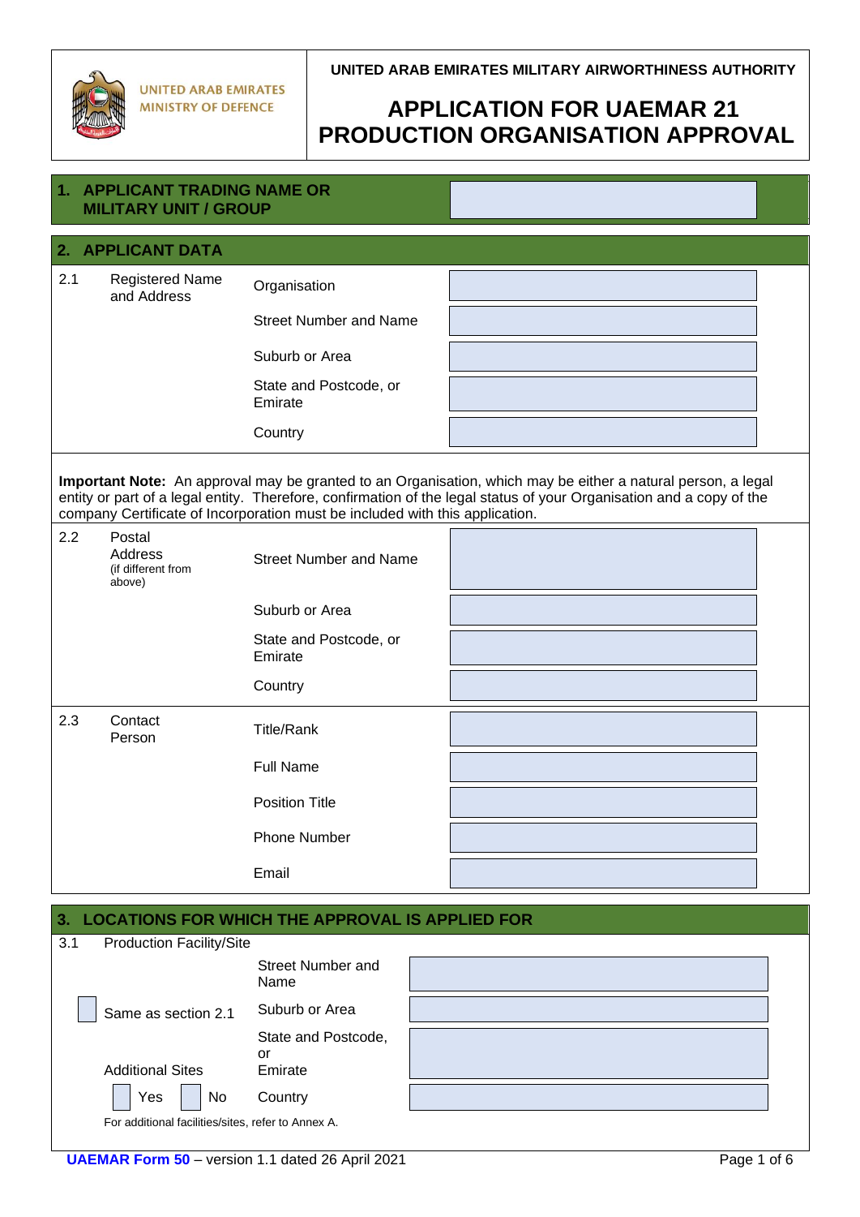UNITED ARAB EMIRATES
MINISTRY OF DEFENCE

UNITED ARAB EMIRATES MILITARY AIRWORTHINESS AUTHORITY

# APPLICATION FOR UAEMAR 21 PRODUCTION ORGANISATION APPROVAL

## 1. APPLICANT TRADING NAME OR MILITARY UNIT / GROUP

## 2. APPLICANT DATA

| | | | |
|---|---|---|---|
| 2.1 | Registered Name and Address | Organisation | |
| | | Street Number and Name | |
| | | Suburb or Area | |
| | | State and Postcode, or Emirate | |
| | | Country | |

**Important Note:** An approval may be granted to an Organisation, which may be either a natural person, a legal entity or part of a legal entity. Therefore, confirmation of the legal status of your Organisation and a copy of the company Certificate of Incorporation must be included with this application.

| | | | |
|---|---|---|---|
| 2.2 | Postal Address (if different from above) | Street Number and Name | |
| | | Suburb or Area | |
| | | State and Postcode, or Emirate | |
| | | Country | |
| 2.3 | Contact Person | Title/Rank | |
| | | Full Name | |
| | | Position Title | |
| | | Phone Number | |
| | | Email | |

## 3. LOCATIONS FOR WHICH THE APPROVAL IS APPLIED FOR

| | | | |
|---|---|---|---|
| 3.1 | Production Facility/Site | | |
| | | Street Number and Name | |
| | ☐ Same as section 2.1 | Suburb or Area | |
| | Additional Sites | State and Postcode, or Emirate | |
| | ☐ Yes ☐ No | Country | |

For additional facilities/sites, refer to Annex A.

**UAEMAR Form 50** – version 1.1 dated 26 April 2021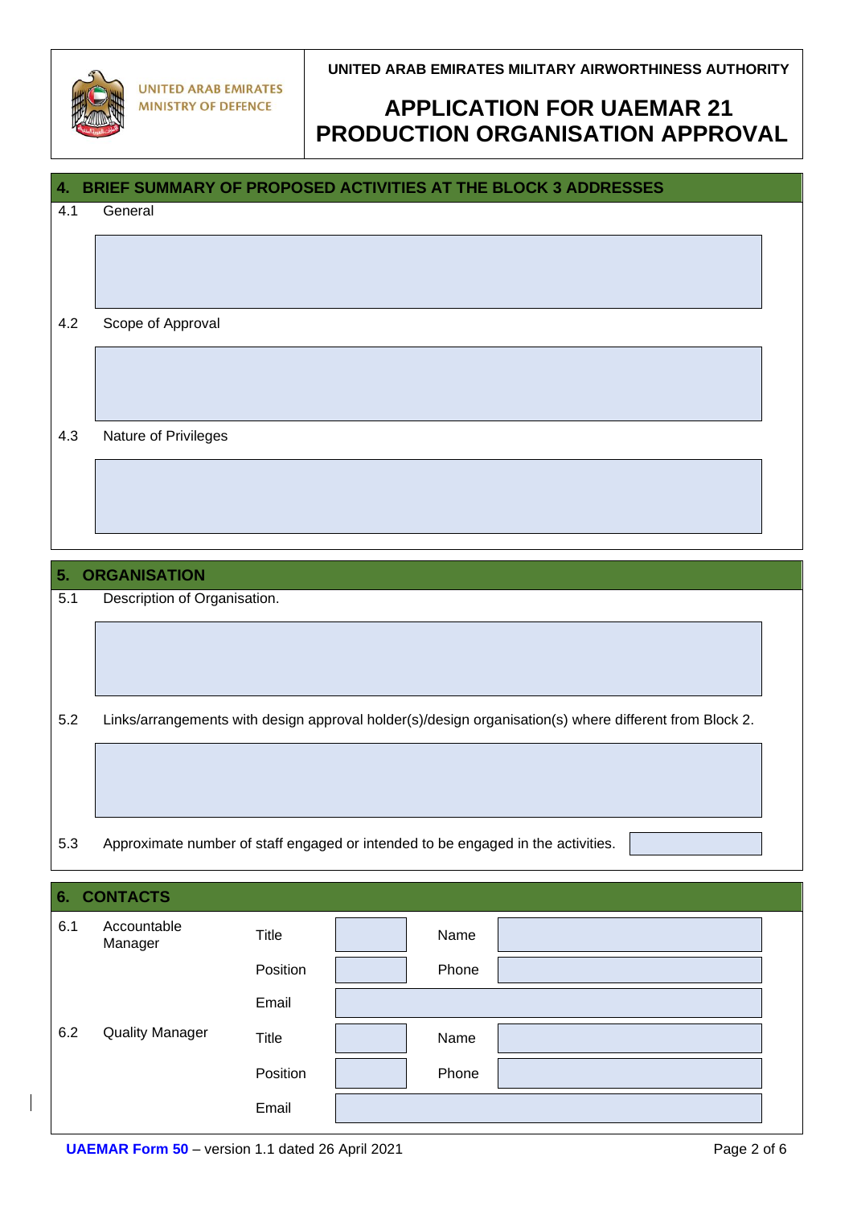## 4. BRIEF SUMMARY OF PROPOSED ACTIVITIES AT THE BLOCK 3 ADDRESSES

4.1 General

4.2 Scope of Approval

4.3 Nature of Privileges

## 5. ORGANISATION

5.1 Description of Organisation.

5.2 Links/arrangements with design approval holder(s)/design organisation(s) where different from Block 2.

5.3 Approximate number of staff engaged or intended to be engaged in the activities.

## 6. CONTACTS

| | | | | | |
|---|---|---|---|---|---|
| 6.1 | Accountable Manager | Title | | Name | |
| | | Position | | Phone | |
| | | Email | | | |
| 6.2 | Quality Manager | Title | | Name | |
| | | Position | | Phone | |
| | | Email | | | |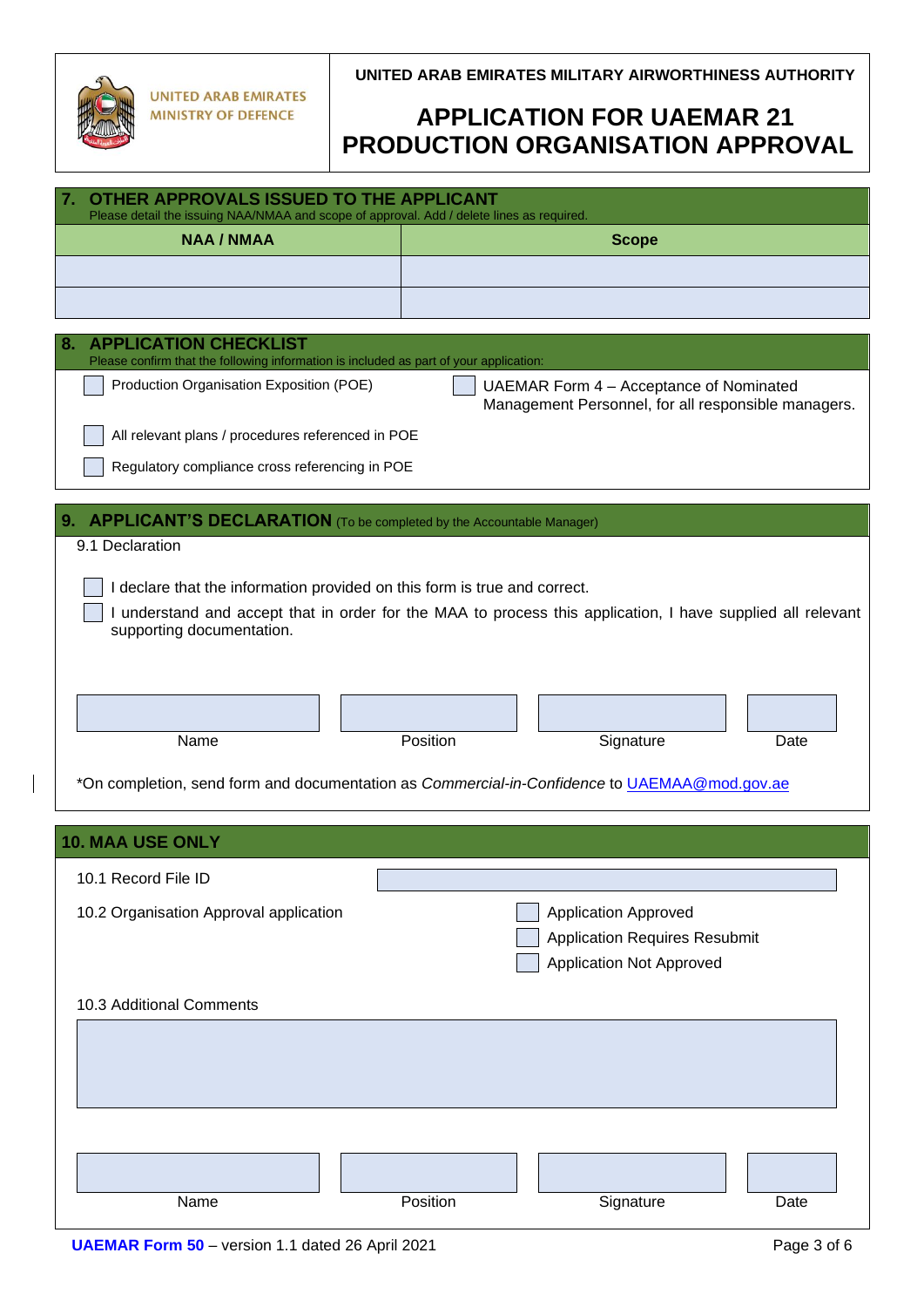UNITED ARAB EMIRATES
MINISTRY OF DEFENCE

**UNITED ARAB EMIRATES MILITARY AIRWORTHINESS AUTHORITY**

# APPLICATION FOR UAEMAR 21 PRODUCTION ORGANISATION APPROVAL

## 7. OTHER APPROVALS ISSUED TO THE APPLICANT

Please detail the issuing NAA/NMAA and scope of approval. Add / delete lines as required.

| NAA / NMAA | Scope |
|---|---|
| | |
| | |

## 8. APPLICATION CHECKLIST

Please confirm that the following information is included as part of your application:

- ☐ Production Organisation Exposition (POE)
- ☐ UAEMAR Form 4 – Acceptance of Nominated Management Personnel, for all responsible managers.
- ☐ All relevant plans / procedures referenced in POE
- ☐ Regulatory compliance cross referencing in POE

## 9. APPLICANT'S DECLARATION (To be completed by the Accountable Manager)

9.1 Declaration

- ☐ I declare that the information provided on this form is true and correct.
- ☐ I understand and accept that in order for the MAA to process this application, I have supplied all relevant supporting documentation.

| Name | Position | Signature | Date |
|---|---|---|---|
| | | | |

*On completion, send form and documentation as *Commercial-in-Confidence* to UAEMAA@mod.gov.ae

## 10. MAA USE ONLY

10.1 Record File ID

10.2 Organisation Approval application

- ☐ Application Approved
- ☐ Application Requires Resubmit
- ☐ Application Not Approved

10.3 Additional Comments

| Name | Position | Signature | Date |
|---|---|---|---|
| | | | |

**UAEMAR Form 50** – version 1.1 dated 26 April 2021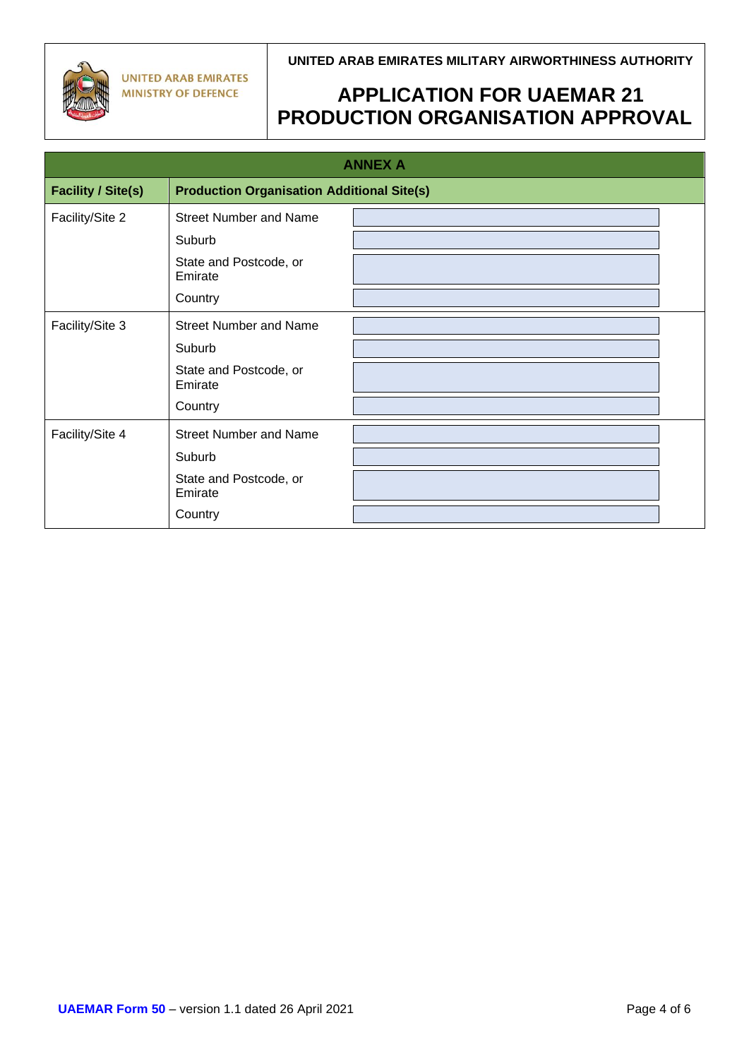## ANNEX A

| Facility / Site(s) | Production Organisation Additional Site(s) | |
|---|---|---|
| Facility/Site 2 | Street Number and Name | |
| | Suburb | |
| | State and Postcode, or Emirate | |
| | Country | |
| Facility/Site 3 | Street Number and Name | |
| | Suburb | |
| | State and Postcode, or Emirate | |
| | Country | |
| Facility/Site 4 | Street Number and Name | |
| | Suburb | |
| | State and Postcode, or Emirate | |
| | Country | |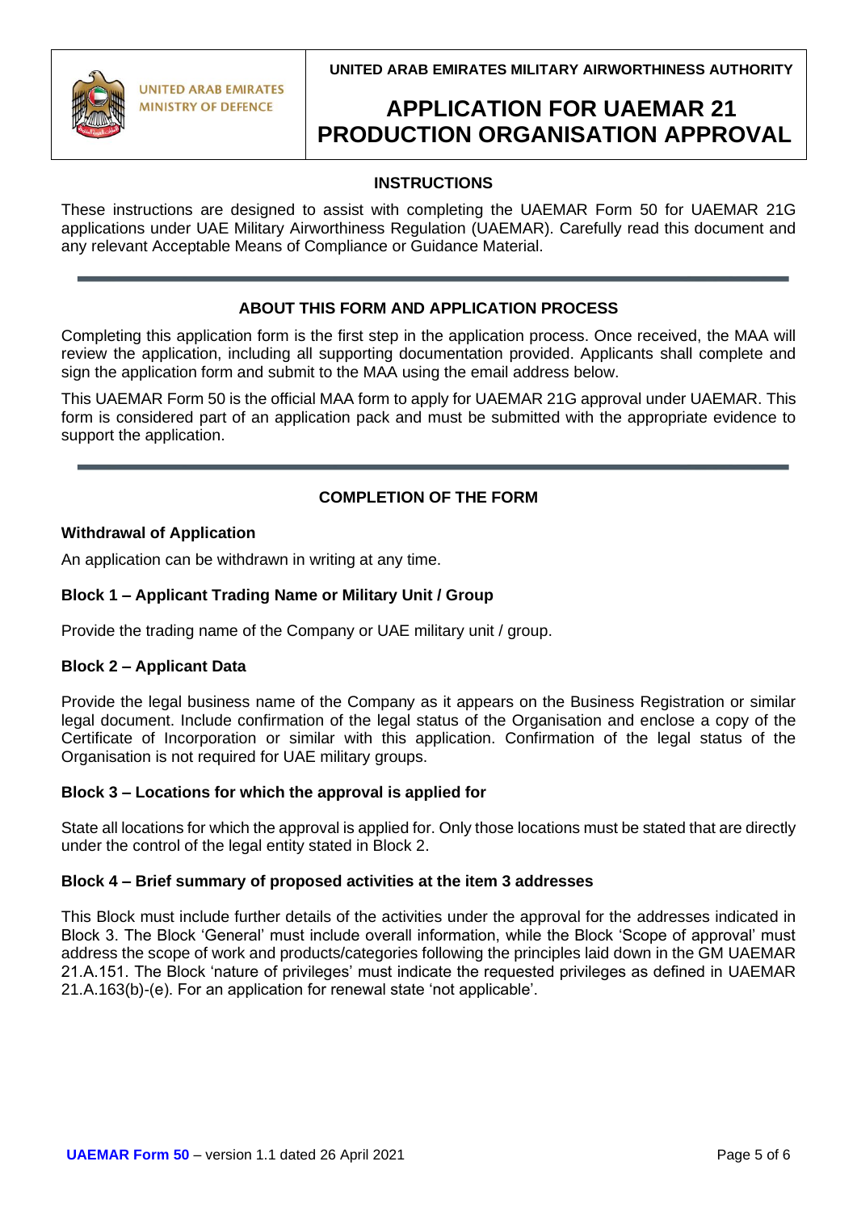# APPLICATION FOR UAEMAR 21 PRODUCTION ORGANISATION APPROVAL

## INSTRUCTIONS

These instructions are designed to assist with completing the UAEMAR Form 50 for UAEMAR 21G applications under UAE Military Airworthiness Regulation (UAEMAR). Carefully read this document and any relevant Acceptable Means of Compliance or Guidance Material.

## ABOUT THIS FORM AND APPLICATION PROCESS

Completing this application form is the first step in the application process. Once received, the MAA will review the application, including all supporting documentation provided. Applicants shall complete and sign the application form and submit to the MAA using the email address below.

This UAEMAR Form 50 is the official MAA form to apply for UAEMAR 21G approval under UAEMAR. This form is considered part of an application pack and must be submitted with the appropriate evidence to support the application.

## COMPLETION OF THE FORM

### Withdrawal of Application

An application can be withdrawn in writing at any time.

### Block 1 – Applicant Trading Name or Military Unit / Group

Provide the trading name of the Company or UAE military unit / group.

### Block 2 – Applicant Data

Provide the legal business name of the Company as it appears on the Business Registration or similar legal document. Include confirmation of the legal status of the Organisation and enclose a copy of the Certificate of Incorporation or similar with this application. Confirmation of the legal status of the Organisation is not required for UAE military groups.

### Block 3 – Locations for which the approval is applied for

State all locations for which the approval is applied for. Only those locations must be stated that are directly under the control of the legal entity stated in Block 2.

### Block 4 – Brief summary of proposed activities at the item 3 addresses

This Block must include further details of the activities under the approval for the addresses indicated in Block 3. The Block 'General' must include overall information, while the Block 'Scope of approval' must address the scope of work and products/categories following the principles laid down in the GM UAEMAR 21.A.151. The Block 'nature of privileges' must indicate the requested privileges as defined in UAEMAR 21.A.163(b)-(e). For an application for renewal state 'not applicable'.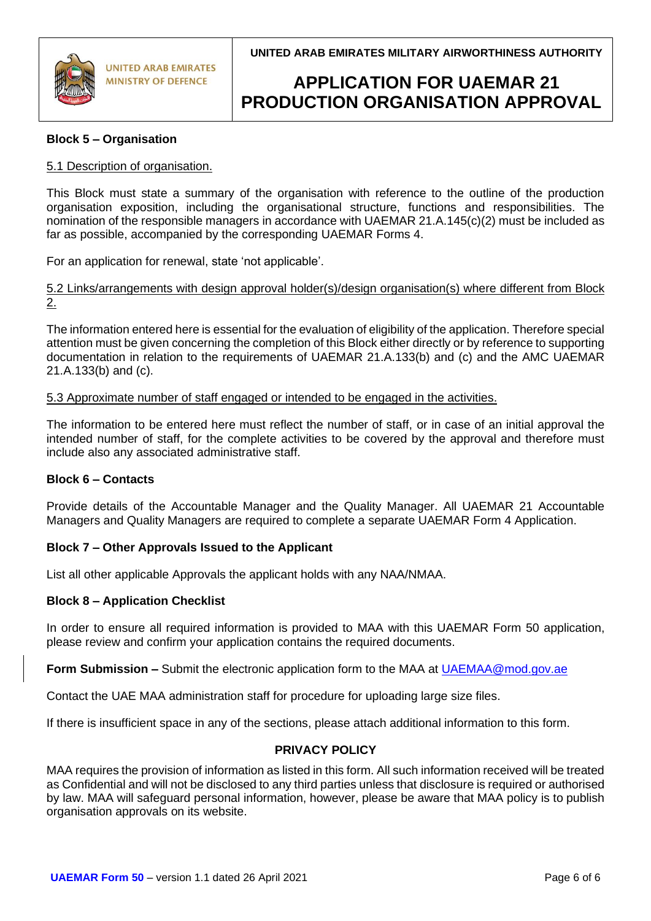**Block 5 – Organisation**

5.1 Description of organisation.

This Block must state a summary of the organisation with reference to the outline of the production organisation exposition, including the organisational structure, functions and responsibilities. The nomination of the responsible managers in accordance with UAEMAR 21.A.145(c)(2) must be included as far as possible, accompanied by the corresponding UAEMAR Forms 4.

For an application for renewal, state 'not applicable'.

5.2 Links/arrangements with design approval holder(s)/design organisation(s) where different from Block 2.

The information entered here is essential for the evaluation of eligibility of the application. Therefore special attention must be given concerning the completion of this Block either directly or by reference to supporting documentation in relation to the requirements of UAEMAR 21.A.133(b) and (c) and the AMC UAEMAR 21.A.133(b) and (c).

5.3 Approximate number of staff engaged or intended to be engaged in the activities.

The information to be entered here must reflect the number of staff, or in case of an initial approval the intended number of staff, for the complete activities to be covered by the approval and therefore must include also any associated administrative staff.

**Block 6 – Contacts**

Provide details of the Accountable Manager and the Quality Manager. All UAEMAR 21 Accountable Managers and Quality Managers are required to complete a separate UAEMAR Form 4 Application.

**Block 7 – Other Approvals Issued to the Applicant**

List all other applicable Approvals the applicant holds with any NAA/NMAA.

**Block 8 – Application Checklist**

In order to ensure all required information is provided to MAA with this UAEMAR Form 50 application, please review and confirm your application contains the required documents.

**Form Submission –** Submit the electronic application form to the MAA at UAEMAA@mod.gov.ae

Contact the UAE MAA administration staff for procedure for uploading large size files.

If there is insufficient space in any of the sections, please attach additional information to this form.

**PRIVACY POLICY**

MAA requires the provision of information as listed in this form. All such information received will be treated as Confidential and will not be disclosed to any third parties unless that disclosure is required or authorised by law. MAA will safeguard personal information, however, please be aware that MAA policy is to publish organisation approvals on its website.